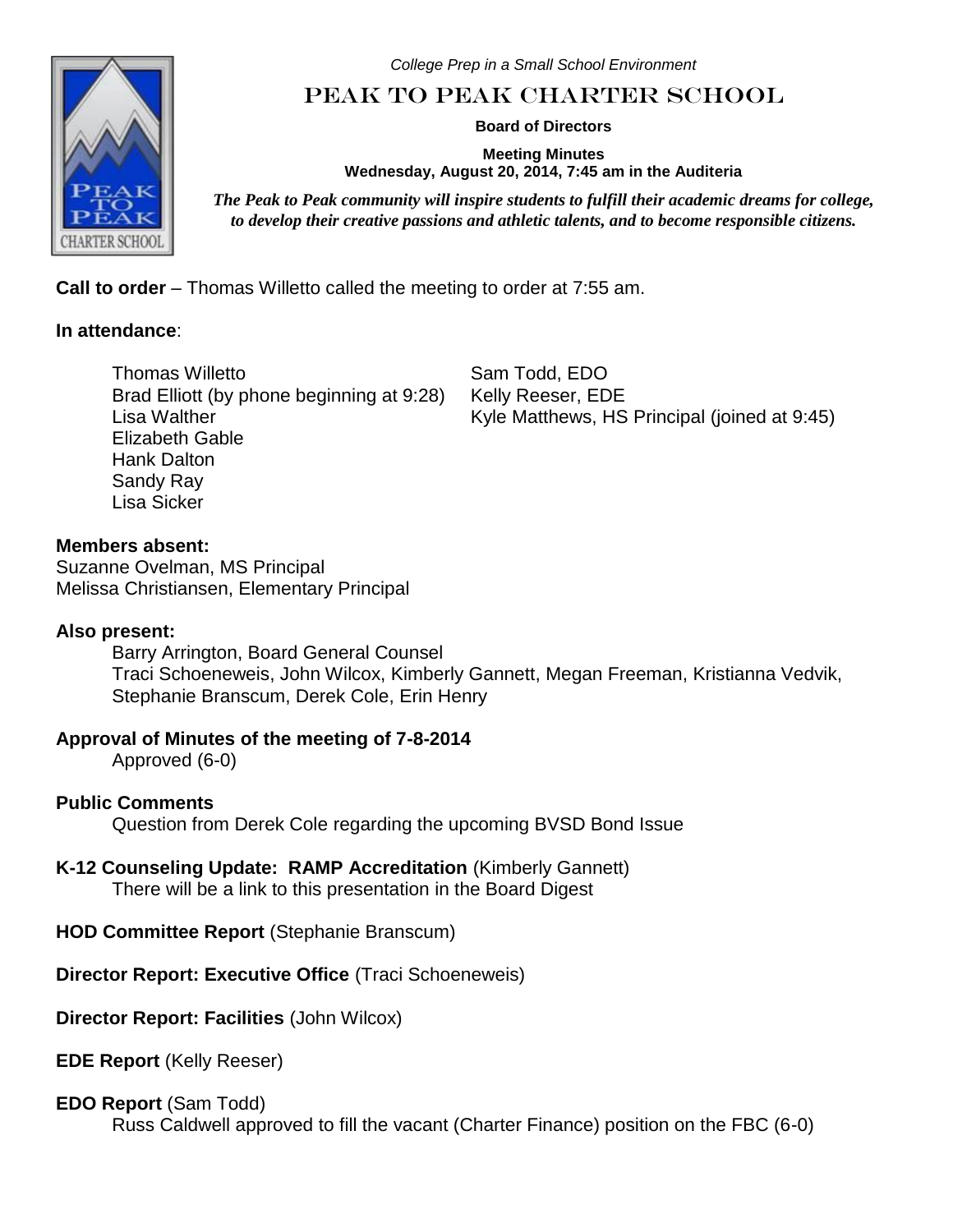*College Prep in a Small School Environment*

# PEAK TO PEAK CHARTER SCHOOL

**Board of Directors**

**Meeting Minutes**
**Wednesday, August 20, 2014, 7:45 am in the Auditeria**

***The Peak to Peak community will inspire students to fulfill their academic dreams for college, to develop their creative passions and athletic talents, and to become responsible citizens.***

**Call to order** – Thomas Willetto called the meeting to order at 7:55 am.

**In attendance**:

Thomas Willetto
Brad Elliott (by phone beginning at 9:28)
Lisa Walther
Elizabeth Gable
Hank Dalton
Sandy Ray
Lisa Sicker
Sam Todd, EDO
Kelly Reeser, EDE
Kyle Matthews, HS Principal (joined at 9:45)

**Members absent:**
Suzanne Ovelman, MS Principal
Melissa Christiansen, Elementary Principal

**Also present:**

Barry Arrington, Board General Counsel
Traci Schoeneweis, John Wilcox, Kimberly Gannett, Megan Freeman, Kristianna Vedvik, Stephanie Branscum, Derek Cole, Erin Henry

**Approval of Minutes of the meeting of 7-8-2014**

Approved (6-0)

**Public Comments**

Question from Derek Cole regarding the upcoming BVSD Bond Issue

**K-12 Counseling Update: RAMP Accreditation** (Kimberly Gannett)

There will be a link to this presentation in the Board Digest

**HOD Committee Report** (Stephanie Branscum)

**Director Report: Executive Office** (Traci Schoeneweis)

**Director Report: Facilities** (John Wilcox)

**EDE Report** (Kelly Reeser)

**EDO Report** (Sam Todd)

Russ Caldwell approved to fill the vacant (Charter Finance) position on the FBC (6-0)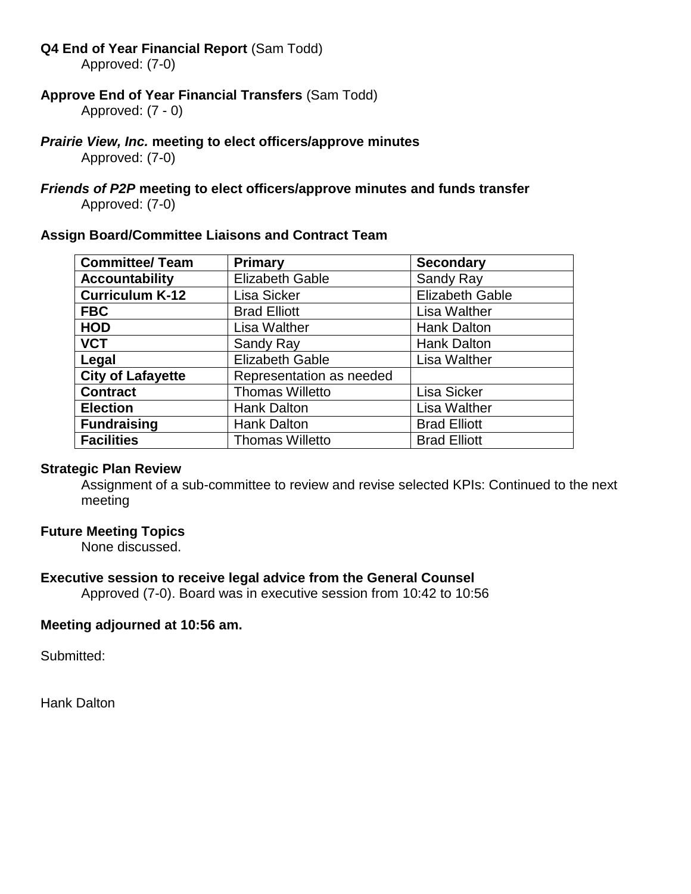**Q4 End of Year Financial Report** (Sam Todd)

Approved: (7-0)

**Approve End of Year Financial Transfers** (Sam Todd)

Approved: (7 - 0)

***Prairie View, Inc.* meeting to elect officers/approve minutes**

Approved: (7-0)

***Friends of P2P* meeting to elect officers/approve minutes and funds transfer**

Approved: (7-0)

**Assign Board/Committee Liaisons and Contract Team**

| Committee/ Team | Primary | Secondary |
|---|---|---|
| **Accountability** | Elizabeth Gable | Sandy Ray |
| **Curriculum K-12** | Lisa Sicker | Elizabeth Gable |
| **FBC** | Brad Elliott | Lisa Walther |
| **HOD** | Lisa Walther | Hank Dalton |
| **VCT** | Sandy Ray | Hank Dalton |
| **Legal** | Elizabeth Gable | Lisa Walther |
| **City of Lafayette** | Representation as needed | |
| **Contract** | Thomas Willetto | Lisa Sicker |
| **Election** | Hank Dalton | Lisa Walther |
| **Fundraising** | Hank Dalton | Brad Elliott |
| **Facilities** | Thomas Willetto | Brad Elliott |

**Strategic Plan Review**

Assignment of a sub-committee to review and revise selected KPIs: Continued to the next meeting

**Future Meeting Topics**

None discussed.

**Executive session to receive legal advice from the General Counsel**

Approved (7-0). Board was in executive session from 10:42 to 10:56

**Meeting adjourned at 10:56 am.**

Submitted:

Hank Dalton